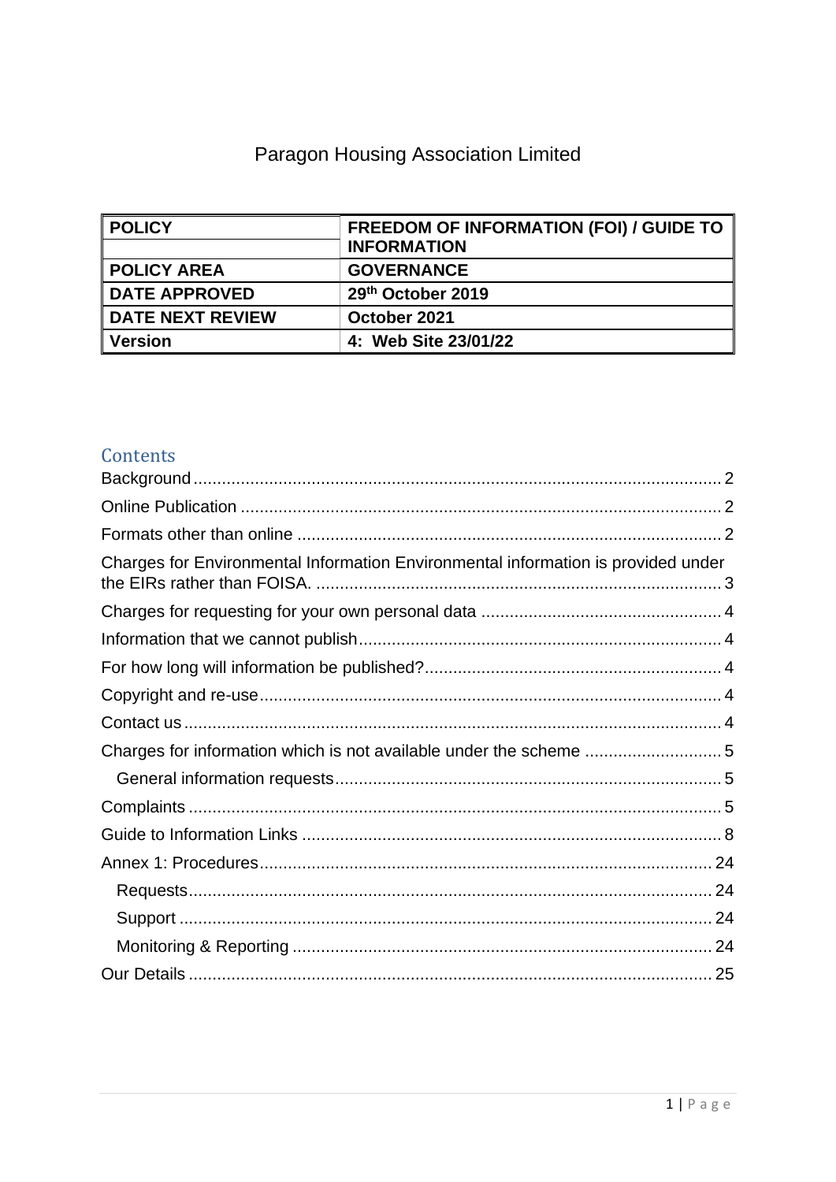Paragon Housing Association Limited

| POLICY | FREEDOM OF INFORMATION (FOI) / GUIDE TO INFORMATION |
|---|---|
| POLICY AREA | GOVERNANCE |
| DATE APPROVED | 29th October 2019 |
| DATE NEXT REVIEW | October 2021 |
| Version | 4: Web Site 23/01/22 |

## Contents

- Background ..... 2
- Online Publication ..... 2
- Formats other than online ..... 2
- Charges for Environmental Information Environmental information is provided under the EIRs rather than FOISA. ..... 3
- Charges for requesting for your own personal data ..... 4
- Information that we cannot publish ..... 4
- For how long will information be published? ..... 4
- Copyright and re-use ..... 4
- Contact us ..... 4
- Charges for information which is not available under the scheme ..... 5
  - General information requests ..... 5
- Complaints ..... 5
- Guide to Information Links ..... 8
- Annex 1: Procedures ..... 24
  - Requests ..... 24
  - Support ..... 24
  - Monitoring & Reporting ..... 24
- Our Details ..... 25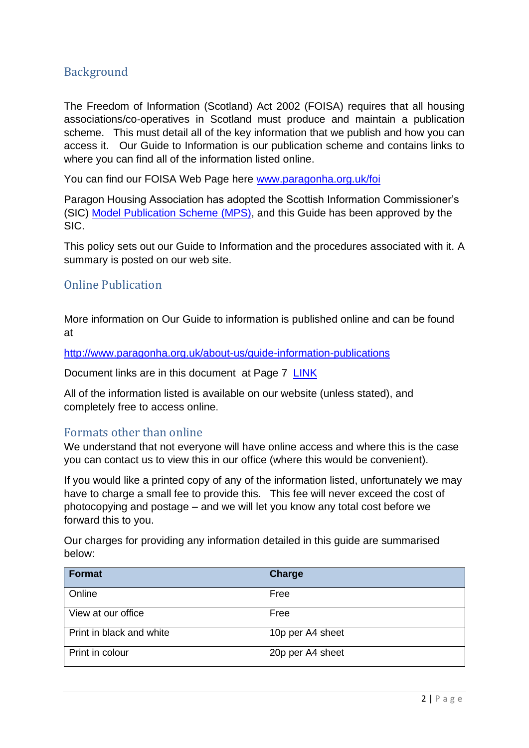## Background

The Freedom of Information (Scotland) Act 2002 (FOISA) requires that all housing associations/co-operatives in Scotland must produce and maintain a publication scheme. This must detail all of the key information that we publish and how you can access it. Our Guide to Information is our publication scheme and contains links to where you can find all of the information listed online.

You can find our FOISA Web Page here www.paragonha.org.uk/foi

Paragon Housing Association has adopted the Scottish Information Commissioner's (SIC) Model Publication Scheme (MPS), and this Guide has been approved by the SIC.

This policy sets out our Guide to Information and the procedures associated with it. A summary is posted on our web site.

## Online Publication

More information on Our Guide to information is published online and can be found at

http://www.paragonha.org.uk/about-us/guide-information-publications

Document links are in this document at Page 7 LINK

All of the information listed is available on our website (unless stated), and completely free to access online.

## Formats other than online

We understand that not everyone will have online access and where this is the case you can contact us to view this in our office (where this would be convenient).

If you would like a printed copy of any of the information listed, unfortunately we may have to charge a small fee to provide this. This fee will never exceed the cost of photocopying and postage – and we will let you know any total cost before we forward this to you.

Our charges for providing any information detailed in this guide are summarised below:

| Format | Charge |
|---|---|
| Online | Free |
| View at our office | Free |
| Print in black and white | 10p per A4 sheet |
| Print in colour | 20p per A4 sheet |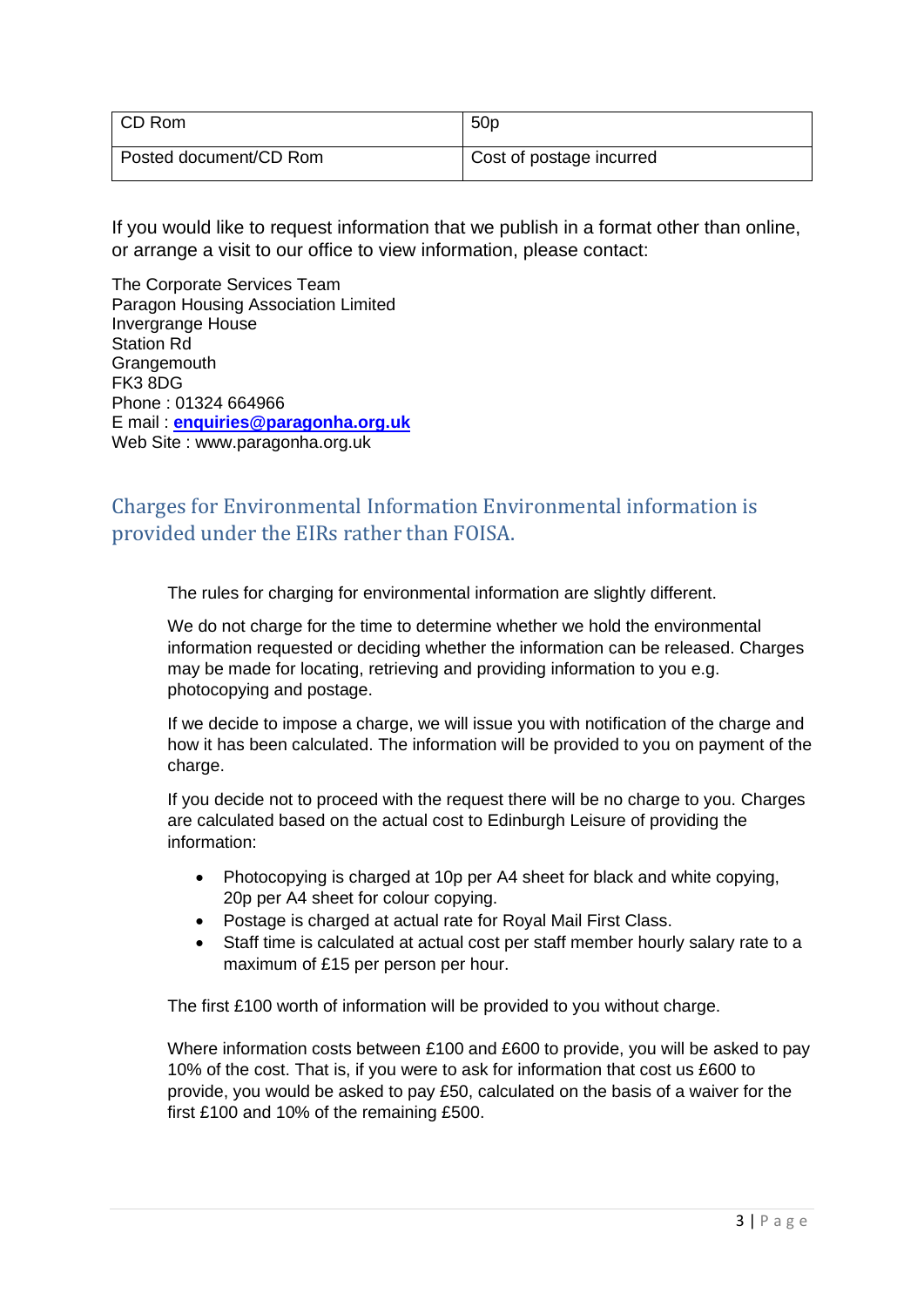| CD Rom | 50p |
| --- | --- |
| Posted document/CD Rom | Cost of postage incurred |

If you would like to request information that we publish in a format other than online, or arrange a visit to our office to view information, please contact:

The Corporate Services Team
Paragon Housing Association Limited
Invergrange House
Station Rd
Grangemouth
FK3 8DG
Phone : 01324 664966
E mail : **enquiries@paragonha.org.uk**
Web Site : www.paragonha.org.uk

## Charges for Environmental Information Environmental information is provided under the EIRs rather than FOISA.

The rules for charging for environmental information are slightly different.

We do not charge for the time to determine whether we hold the environmental information requested or deciding whether the information can be released. Charges may be made for locating, retrieving and providing information to you e.g. photocopying and postage.

If we decide to impose a charge, we will issue you with notification of the charge and how it has been calculated. The information will be provided to you on payment of the charge.

If you decide not to proceed with the request there will be no charge to you. Charges are calculated based on the actual cost to Edinburgh Leisure of providing the information:

- Photocopying is charged at 10p per A4 sheet for black and white copying, 20p per A4 sheet for colour copying.
- Postage is charged at actual rate for Royal Mail First Class.
- Staff time is calculated at actual cost per staff member hourly salary rate to a maximum of £15 per person per hour.

The first £100 worth of information will be provided to you without charge.

Where information costs between £100 and £600 to provide, you will be asked to pay 10% of the cost. That is, if you were to ask for information that cost us £600 to provide, you would be asked to pay £50, calculated on the basis of a waiver for the first £100 and 10% of the remaining £500.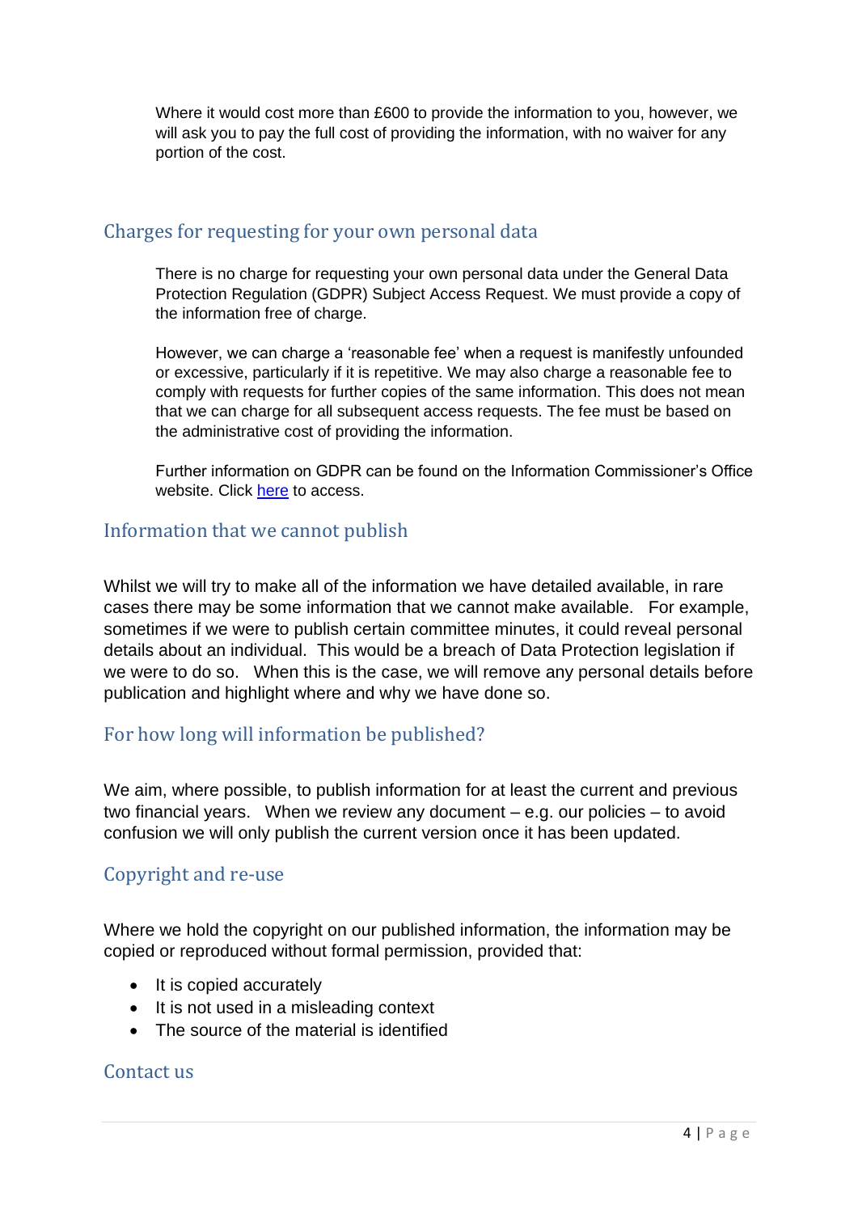Where it would cost more than £600 to provide the information to you, however, we will ask you to pay the full cost of providing the information, with no waiver for any portion of the cost.

## Charges for requesting for your own personal data

There is no charge for requesting your own personal data under the General Data Protection Regulation (GDPR) Subject Access Request. We must provide a copy of the information free of charge.

However, we can charge a 'reasonable fee' when a request is manifestly unfounded or excessive, particularly if it is repetitive. We may also charge a reasonable fee to comply with requests for further copies of the same information. This does not mean that we can charge for all subsequent access requests. The fee must be based on the administrative cost of providing the information.

Further information on GDPR can be found on the Information Commissioner's Office website. Click here to access.

## Information that we cannot publish

Whilst we will try to make all of the information we have detailed available, in rare cases there may be some information that we cannot make available. For example, sometimes if we were to publish certain committee minutes, it could reveal personal details about an individual. This would be a breach of Data Protection legislation if we were to do so. When this is the case, we will remove any personal details before publication and highlight where and why we have done so.

## For how long will information be published?

We aim, where possible, to publish information for at least the current and previous two financial years. When we review any document – e.g. our policies – to avoid confusion we will only publish the current version once it has been updated.

## Copyright and re-use

Where we hold the copyright on our published information, the information may be copied or reproduced without formal permission, provided that:

- It is copied accurately
- It is not used in a misleading context
- The source of the material is identified

## Contact us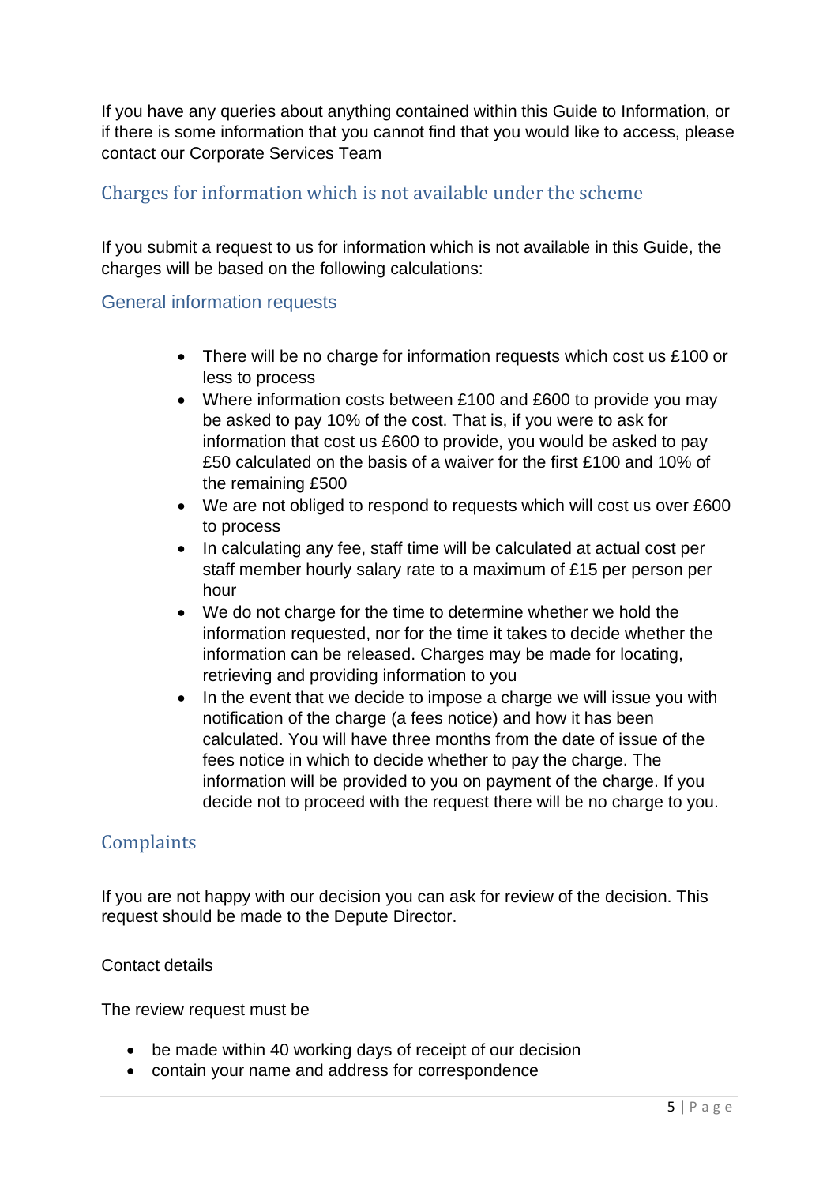If you have any queries about anything contained within this Guide to Information, or if there is some information that you cannot find that you would like to access, please contact our Corporate Services Team

## Charges for information which is not available under the scheme

If you submit a request to us for information which is not available in this Guide, the charges will be based on the following calculations:

### General information requests

- There will be no charge for information requests which cost us £100 or less to process
- Where information costs between £100 and £600 to provide you may be asked to pay 10% of the cost. That is, if you were to ask for information that cost us £600 to provide, you would be asked to pay £50 calculated on the basis of a waiver for the first £100 and 10% of the remaining £500
- We are not obliged to respond to requests which will cost us over £600 to process
- In calculating any fee, staff time will be calculated at actual cost per staff member hourly salary rate to a maximum of £15 per person per hour
- We do not charge for the time to determine whether we hold the information requested, nor for the time it takes to decide whether the information can be released. Charges may be made for locating, retrieving and providing information to you
- In the event that we decide to impose a charge we will issue you with notification of the charge (a fees notice) and how it has been calculated. You will have three months from the date of issue of the fees notice in which to decide whether to pay the charge. The information will be provided to you on payment of the charge. If you decide not to proceed with the request there will be no charge to you.

## Complaints

If you are not happy with our decision you can ask for review of the decision. This request should be made to the Depute Director.

Contact details

The review request must be

- be made within 40 working days of receipt of our decision
- contain your name and address for correspondence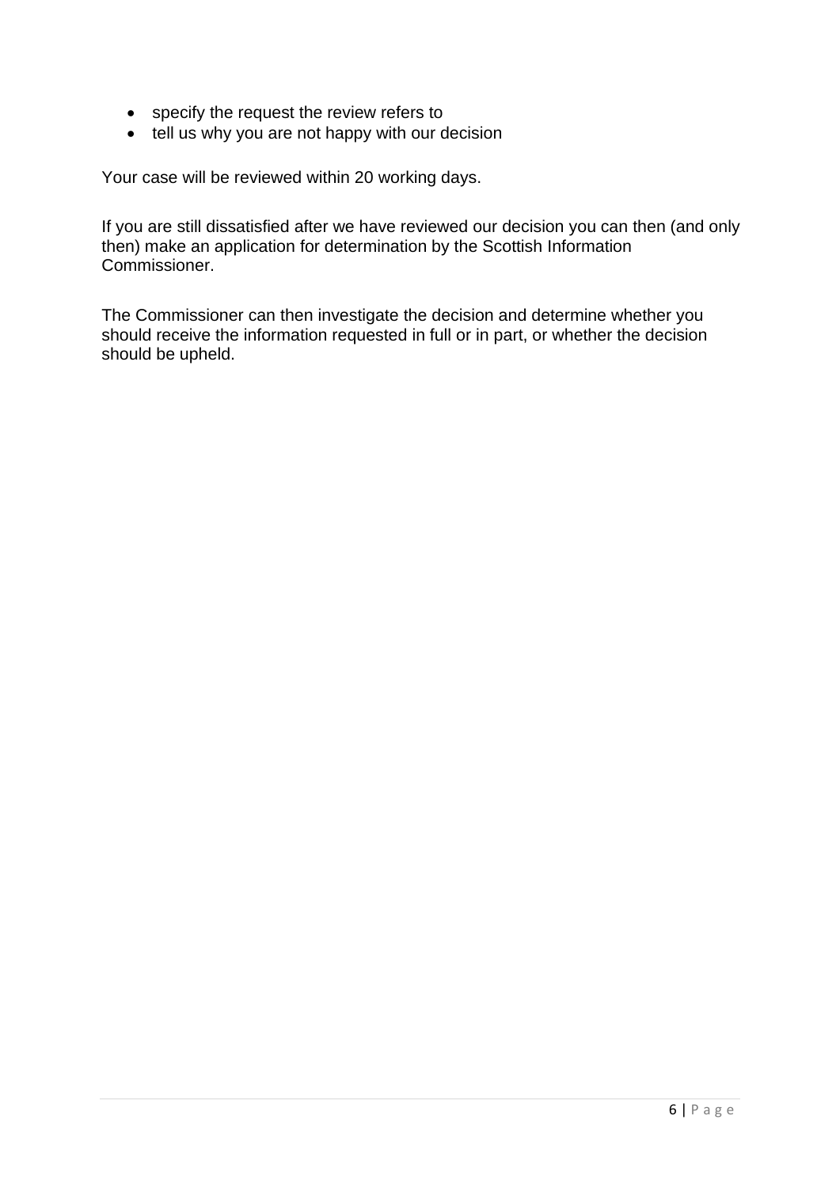- specify the request the review refers to
- tell us why you are not happy with our decision

Your case will be reviewed within 20 working days.

If you are still dissatisfied after we have reviewed our decision you can then (and only then) make an application for determination by the Scottish Information Commissioner.

The Commissioner can then investigate the decision and determine whether you should receive the information requested in full or in part, or whether the decision should be upheld.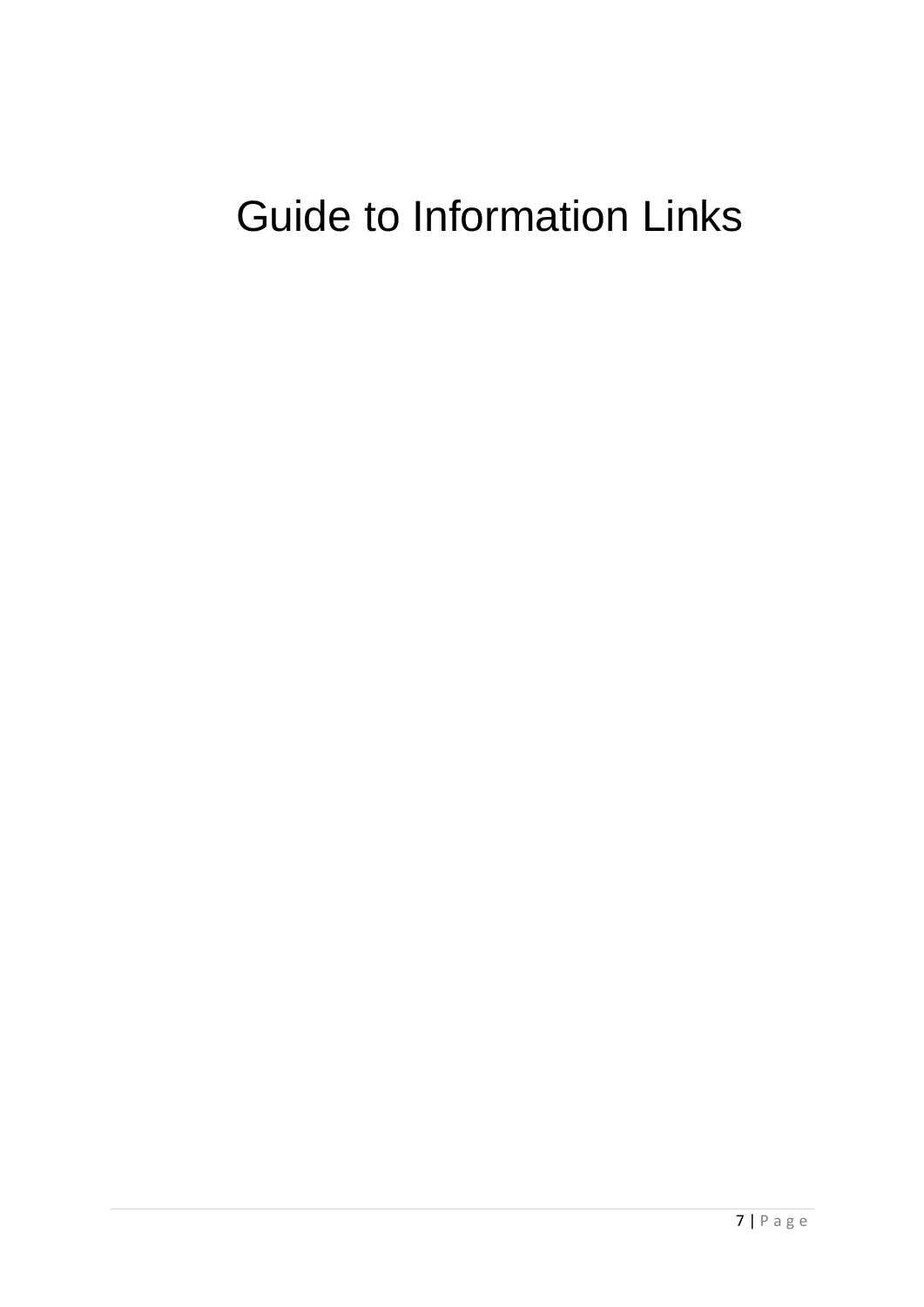# Guide to Information Links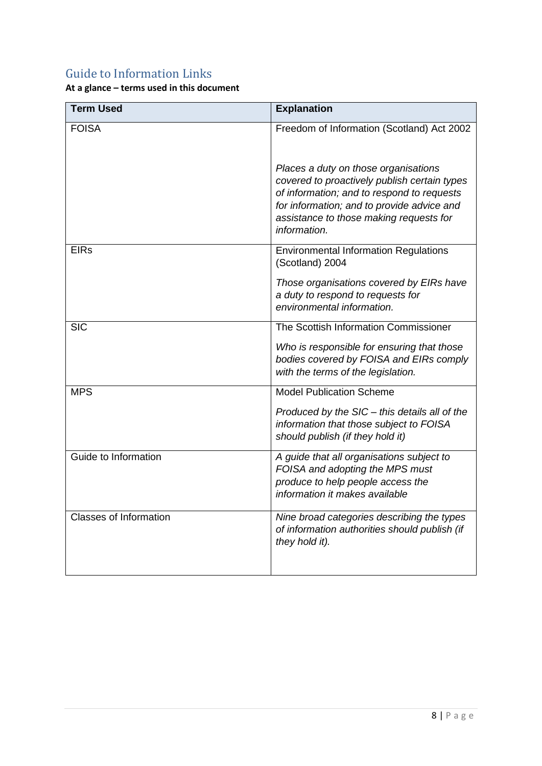## Guide to Information Links

**At a glance – terms used in this document**

| Term Used | Explanation |
| --- | --- |
| FOISA | Freedom of Information (Scotland) Act 2002<br><br>*Places a duty on those organisations covered to proactively publish certain types of information; and to respond to requests for information; and to provide advice and assistance to those making requests for information.* |
| EIRs | Environmental Information Regulations (Scotland) 2004<br><br>*Those organisations covered by EIRs have a duty to respond to requests for environmental information.* |
| SIC | The Scottish Information Commissioner<br><br>*Who is responsible for ensuring that those bodies covered by FOISA and EIRs comply with the terms of the legislation.* |
| MPS | Model Publication Scheme<br><br>*Produced by the SIC – this details all of the information that those subject to FOISA should publish (if they hold it)* |
| Guide to Information | *A guide that all organisations subject to FOISA and adopting the MPS must produce to help people access the information it makes available* |
| Classes of Information | *Nine broad categories describing the types of information authorities should publish (if they hold it).* |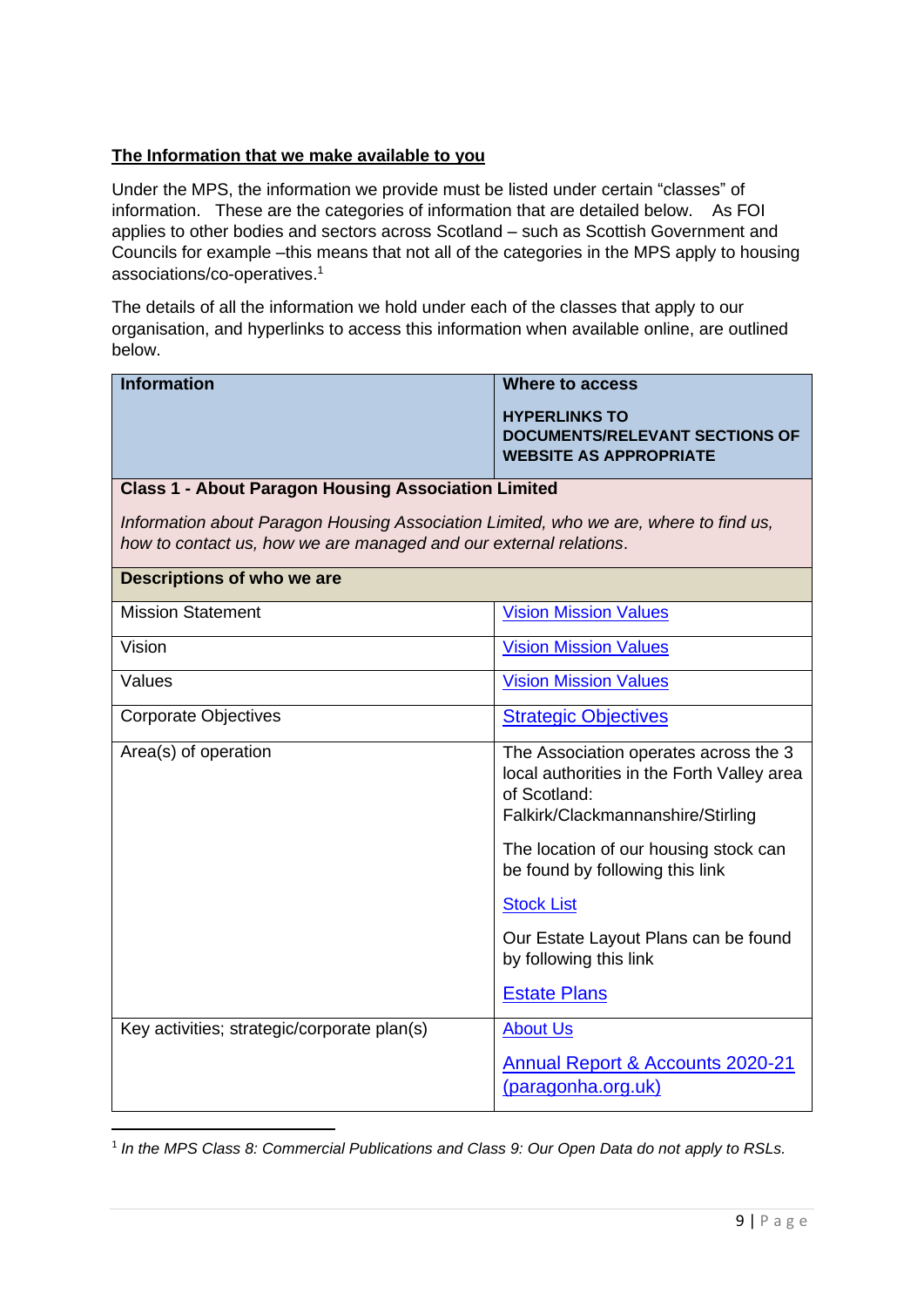**The Information that we make available to you**

Under the MPS, the information we provide must be listed under certain "classes" of information. These are the categories of information that are detailed below. As FOI applies to other bodies and sectors across Scotland – such as Scottish Government and Councils for example –this means that not all of the categories in the MPS apply to housing associations/co-operatives.[1]

The details of all the information we hold under each of the classes that apply to our organisation, and hyperlinks to access this information when available online, are outlined below.

| Information | Where to access<br><br>**HYPERLINKS TO DOCUMENTS/RELEVANT SECTIONS OF WEBSITE AS APPROPRIATE** |
|---|---|
| **Class 1 - About Paragon Housing Association Limited**<br><br>*Information about Paragon Housing Association Limited, who we are, where to find us, how to contact us, how we are managed and our external relations.* | |
| **Descriptions of who we are** | |
| Mission Statement | Vision Mission Values |
| Vision | Vision Mission Values |
| Values | Vision Mission Values |
| Corporate Objectives | Strategic Objectives |
| Area(s) of operation | The Association operates across the 3 local authorities in the Forth Valley area of Scotland: Falkirk/Clackmannanshire/Stirling<br><br>The location of our housing stock can be found by following this link<br><br>Stock List<br><br>Our Estate Layout Plans can be found by following this link<br><br>Estate Plans |
| Key activities; strategic/corporate plan(s) | About Us<br><br>Annual Report & Accounts 2020-21 (paragonha.org.uk) |

[1] *In the MPS Class 8: Commercial Publications and Class 9: Our Open Data do not apply to RSLs.*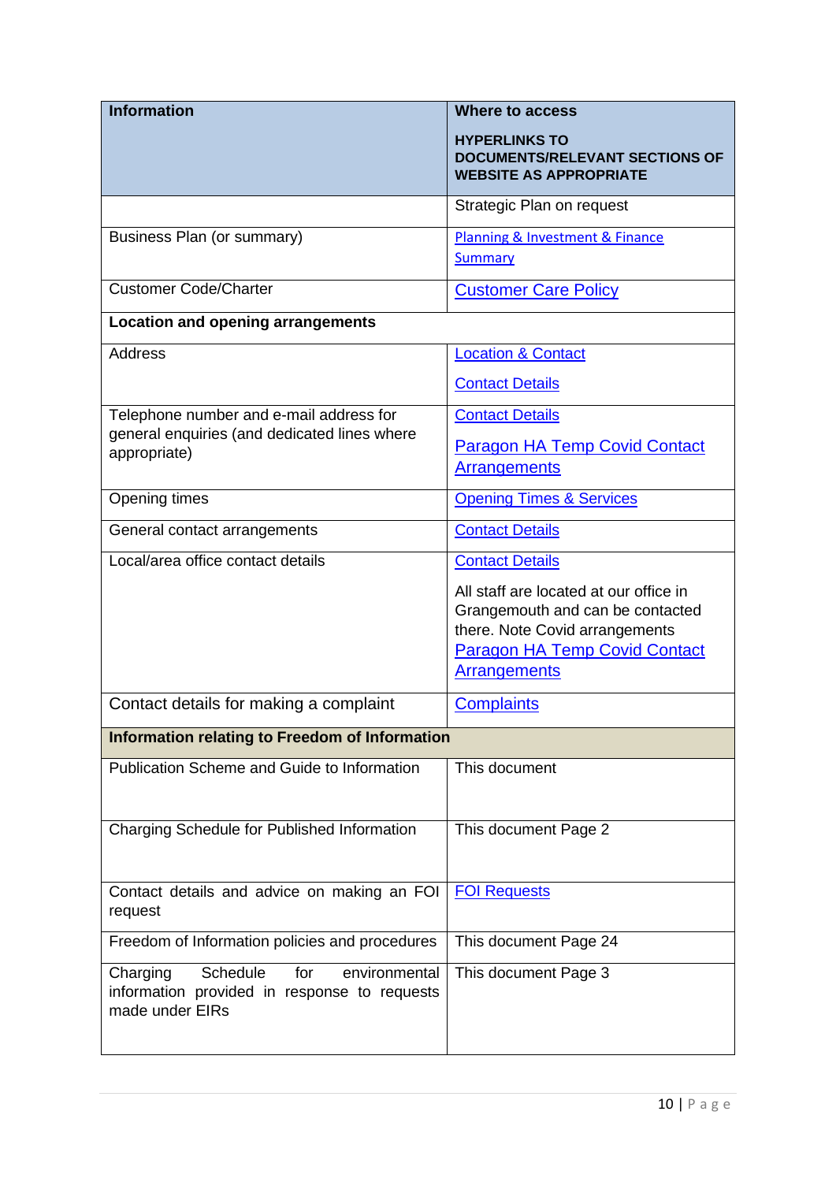| Information | Where to access<br><br>**HYPERLINKS TO DOCUMENTS/RELEVANT SECTIONS OF WEBSITE AS APPROPRIATE** |
|---|---|
| | Strategic Plan on request |
| Business Plan (or summary) | Planning & Investment & Finance Summary |
| Customer Code/Charter | Customer Care Policy |
| **Location and opening arrangements** | |
| Address | Location & Contact<br><br>Contact Details |
| Telephone number and e-mail address for general enquiries (and dedicated lines where appropriate) | Contact Details<br><br>Paragon HA Temp Covid Contact Arrangements |
| Opening times | Opening Times & Services |
| General contact arrangements | Contact Details |
| Local/area office contact details | Contact Details<br><br>All staff are located at our office in Grangemouth and can be contacted there. Note Covid arrangements Paragon HA Temp Covid Contact Arrangements |
| Contact details for making a complaint | Complaints |
| **Information relating to Freedom of Information** | |
| Publication Scheme and Guide to Information | This document |
| Charging Schedule for Published Information | This document Page 2 |
| Contact details and advice on making an FOI request | FOI Requests |
| Freedom of Information policies and procedures | This document Page 24 |
| Charging Schedule for environmental information provided in response to requests made under EIRs | This document Page 3 |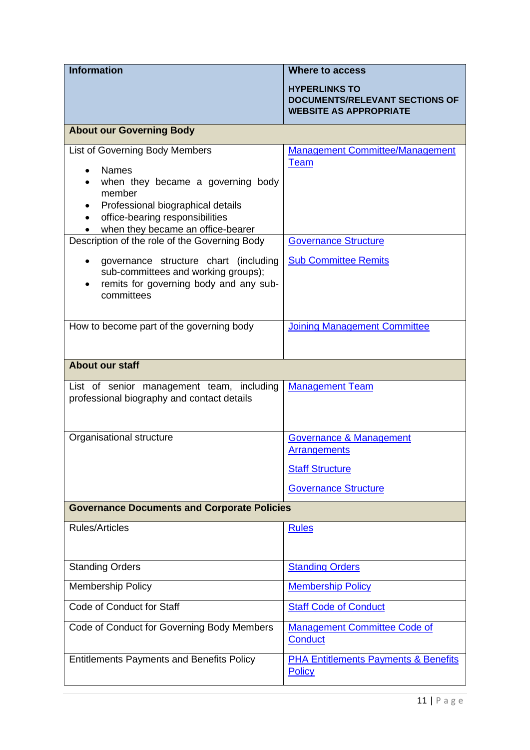| Information | Where to access<br><br>**HYPERLINKS TO DOCUMENTS/RELEVANT SECTIONS OF WEBSITE AS APPROPRIATE** |
|---|---|
| **About our Governing Body** | |
| List of Governing Body Members<br><br>• Names<br>• when they became a governing body member<br>• Professional biographical details<br>• office-bearing responsibilities<br>• when they became an office-bearer | Management Committee/Management Team |
| Description of the role of the Governing Body<br><br>• governance structure chart (including sub-committees and working groups);<br>• remits for governing body and any sub-committees | Governance Structure<br><br>Sub Committee Remits |
| How to become part of the governing body | Joining Management Committee |
| **About our staff** | |
| List of senior management team, including professional biography and contact details | Management Team |
| Organisational structure | Governance & Management Arrangements<br><br>Staff Structure<br><br>Governance Structure |
| **Governance Documents and Corporate Policies** | |
| Rules/Articles | Rules |
| Standing Orders | Standing Orders |
| Membership Policy | Membership Policy |
| Code of Conduct for Staff | Staff Code of Conduct |
| Code of Conduct for Governing Body Members | Management Committee Code of Conduct |
| Entitlements Payments and Benefits Policy | PHA Entitlements Payments & Benefits Policy |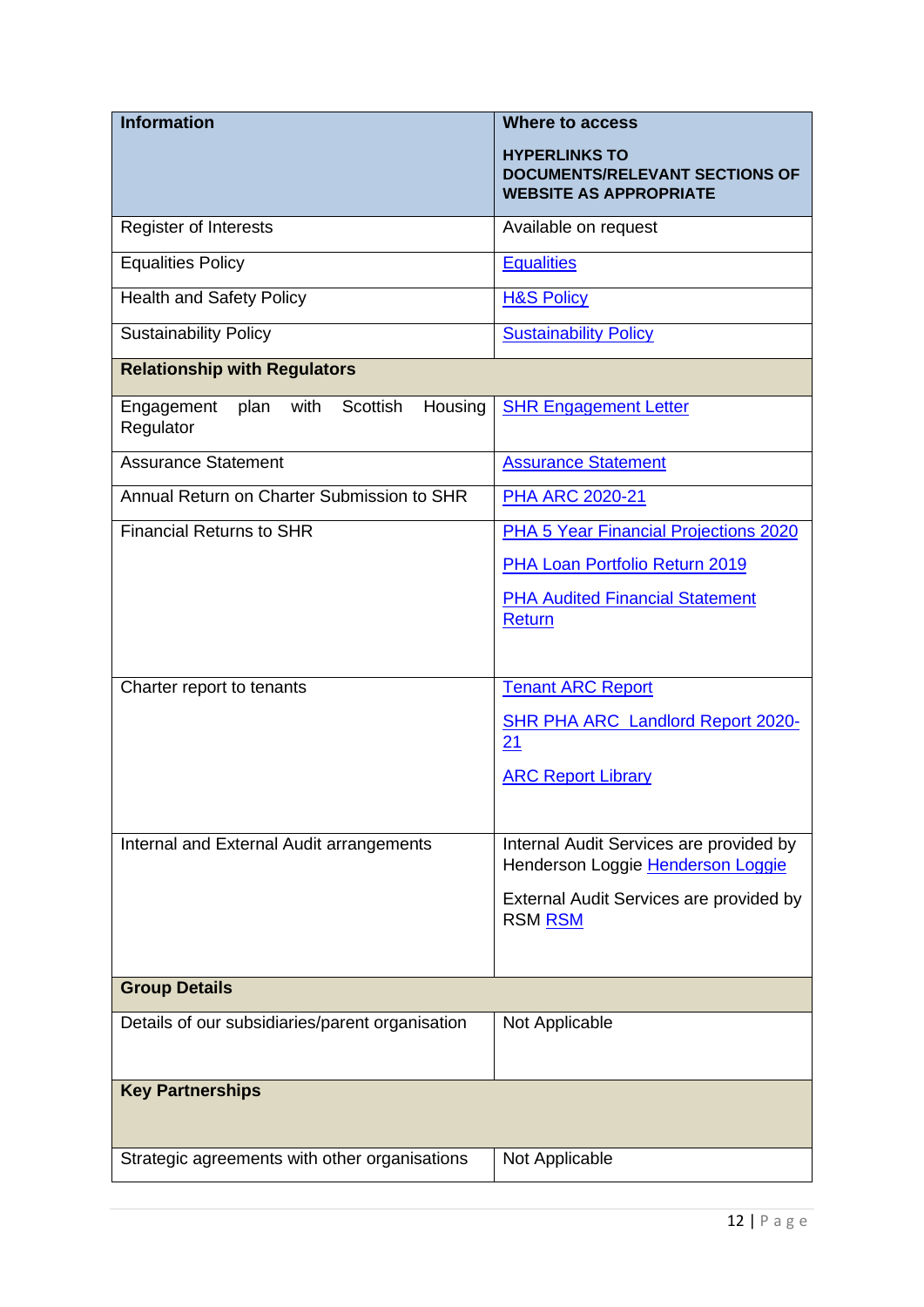| Information | Where to access<br><br>**HYPERLINKS TO DOCUMENTS/RELEVANT SECTIONS OF WEBSITE AS APPROPRIATE** |
|---|---|
| Register of Interests | Available on request |
| Equalities Policy | Equalities |
| Health and Safety Policy | H&S Policy |
| Sustainability Policy | Sustainability Policy |
| **Relationship with Regulators** | |
| Engagement plan with Scottish Housing Regulator | SHR Engagement Letter |
| Assurance Statement | Assurance Statement |
| Annual Return on Charter Submission to SHR | PHA ARC 2020-21 |
| Financial Returns to SHR | PHA 5 Year Financial Projections 2020<br><br>PHA Loan Portfolio Return 2019<br><br>PHA Audited Financial Statement Return |
| Charter report to tenants | Tenant ARC Report<br><br>SHR PHA ARC Landlord Report 2020-21<br><br>ARC Report Library |
| Internal and External Audit arrangements | Internal Audit Services are provided by Henderson Loggie Henderson Loggie<br><br>External Audit Services are provided by RSM RSM |
| **Group Details** | |
| Details of our subsidiaries/parent organisation | Not Applicable |
| **Key Partnerships** | |
| Strategic agreements with other organisations | Not Applicable |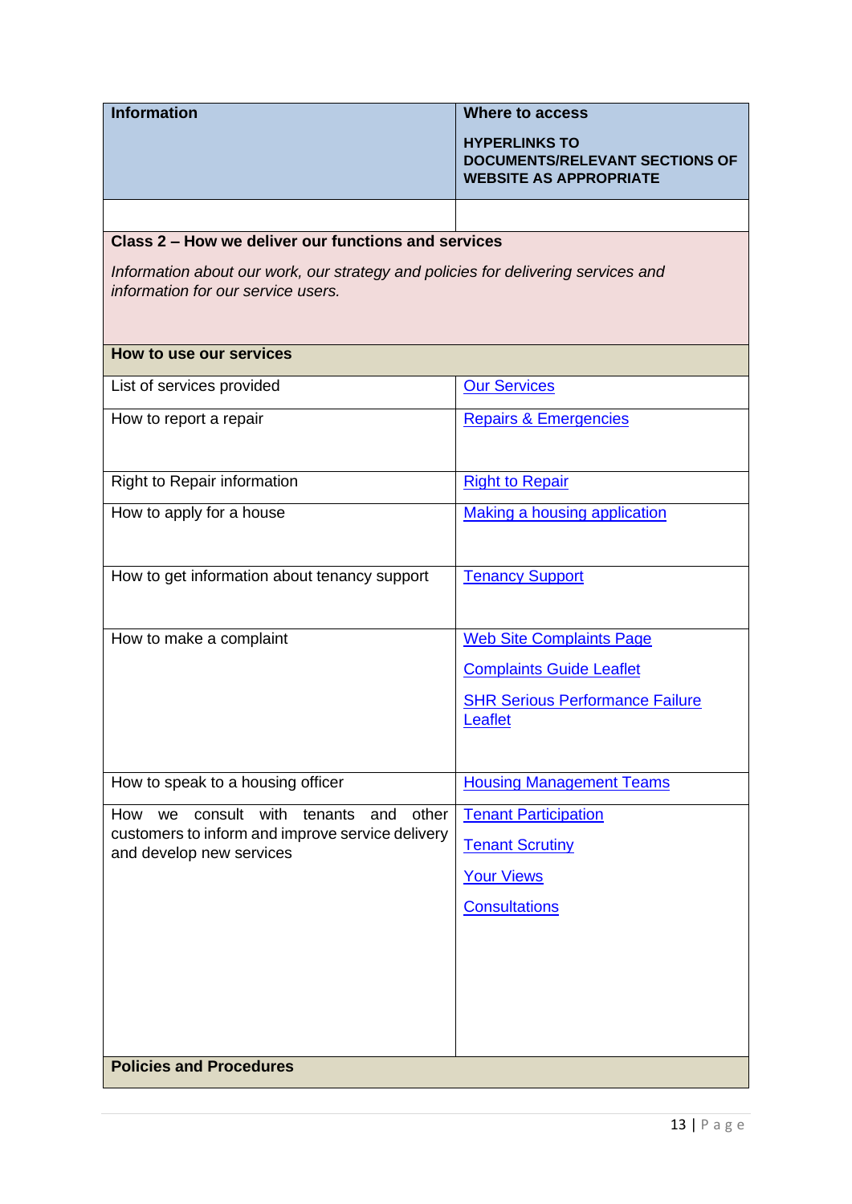| Information | Where to access<br><br>**HYPERLINKS TO DOCUMENTS/RELEVANT SECTIONS OF WEBSITE AS APPROPRIATE** |
|---|---|
| | |
| **Class 2 – How we deliver our functions and services**<br><br>*Information about our work, our strategy and policies for delivering services and information for our service users.* | |
| **How to use our services** | |
| List of services provided | Our Services |
| How to report a repair | Repairs & Emergencies |
| Right to Repair information | Right to Repair |
| How to apply for a house | Making a housing application |
| How to get information about tenancy support | Tenancy Support |
| How to make a complaint | Web Site Complaints Page<br><br>Complaints Guide Leaflet<br><br>SHR Serious Performance Failure Leaflet |
| How to speak to a housing officer | Housing Management Teams |
| How we consult with tenants and other customers to inform and improve service delivery and develop new services | Tenant Participation<br><br>Tenant Scrutiny<br><br>Your Views<br><br>Consultations |
| **Policies and Procedures** | |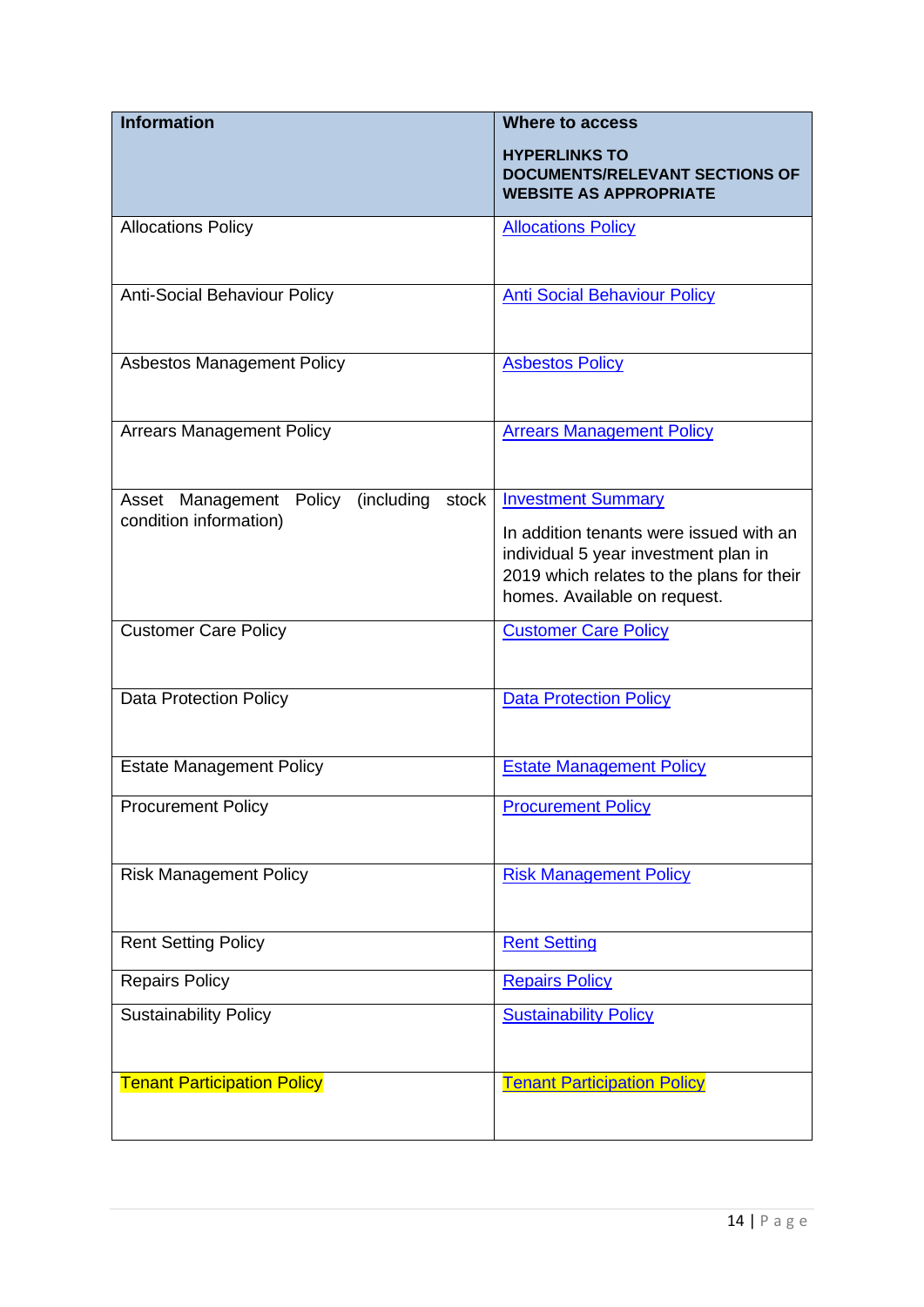| Information | Where to access<br><br>**HYPERLINKS TO DOCUMENTS/RELEVANT SECTIONS OF WEBSITE AS APPROPRIATE** |
|---|---|
| Allocations Policy | Allocations Policy |
| Anti-Social Behaviour Policy | Anti Social Behaviour Policy |
| Asbestos Management Policy | Asbestos Policy |
| Arrears Management Policy | Arrears Management Policy |
| Asset Management Policy (including stock condition information) | Investment Summary<br><br>In addition tenants were issued with an individual 5 year investment plan in 2019 which relates to the plans for their homes. Available on request. |
| Customer Care Policy | Customer Care Policy |
| Data Protection Policy | Data Protection Policy |
| Estate Management Policy | Estate Management Policy |
| Procurement Policy | Procurement Policy |
| Risk Management Policy | Risk Management Policy |
| Rent Setting Policy | Rent Setting |
| Repairs Policy | Repairs Policy |
| Sustainability Policy | Sustainability Policy |
| Tenant Participation Policy | Tenant Participation Policy |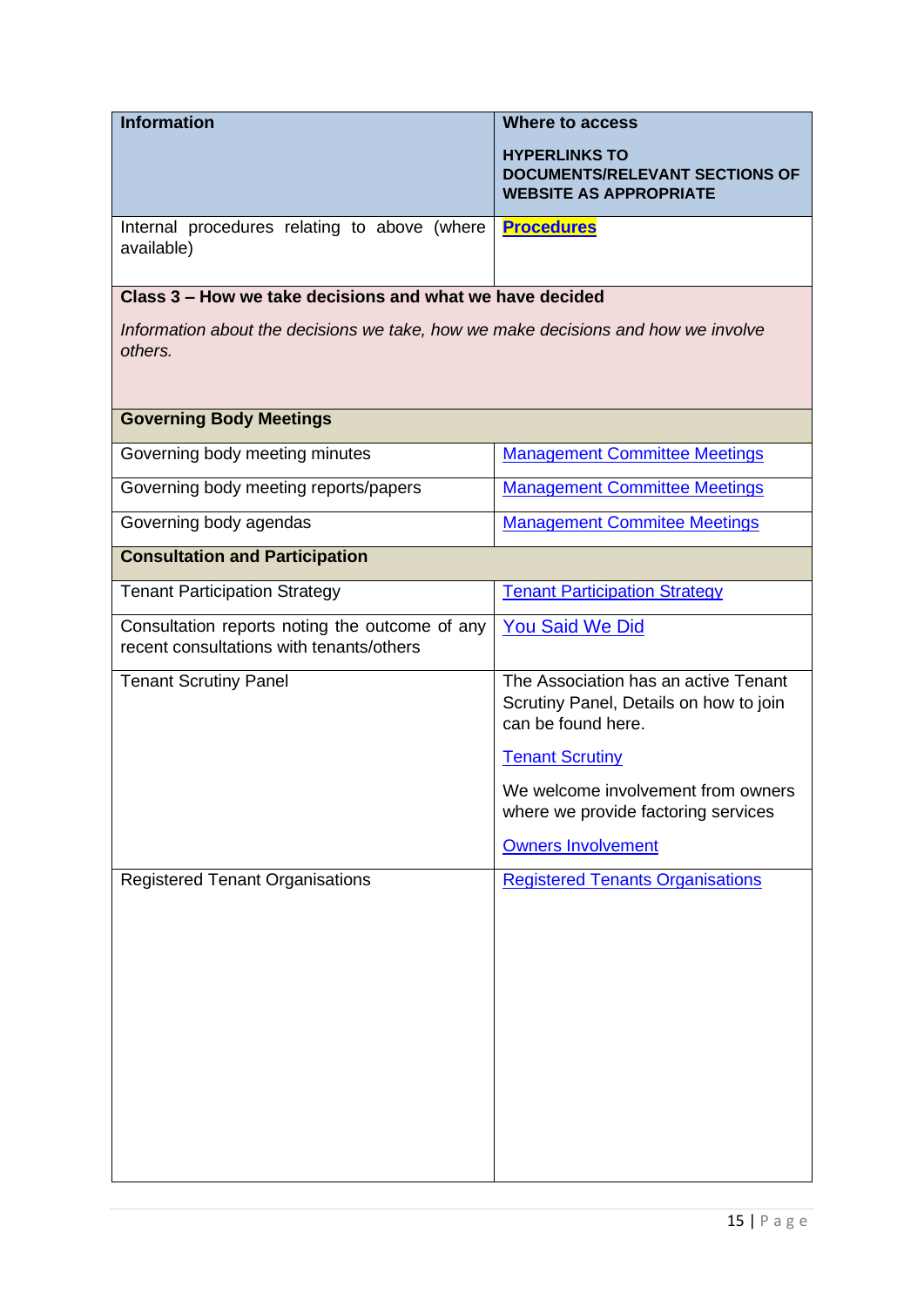| Information | Where to access<br><br>**HYPERLINKS TO DOCUMENTS/RELEVANT SECTIONS OF WEBSITE AS APPROPRIATE** |
|---|---|
| Internal procedures relating to above (where available) | **Procedures** |
| **Class 3 – How we take decisions and what we have decided**<br><br>*Information about the decisions we take, how we make decisions and how we involve others.* | |
| **Governing Body Meetings** | |
| Governing body meeting minutes | Management Committee Meetings |
| Governing body meeting reports/papers | Management Committee Meetings |
| Governing body agendas | Management Commitee Meetings |
| **Consultation and Participation** | |
| Tenant Participation Strategy | Tenant Participation Strategy |
| Consultation reports noting the outcome of any recent consultations with tenants/others | You Said We Did |
| Tenant Scrutiny Panel | The Association has an active Tenant Scrutiny Panel, Details on how to join can be found here.<br><br>Tenant Scrutiny<br><br>We welcome involvement from owners where we provide factoring services<br><br>Owners Involvement |
| Registered Tenant Organisations | Registered Tenants Organisations |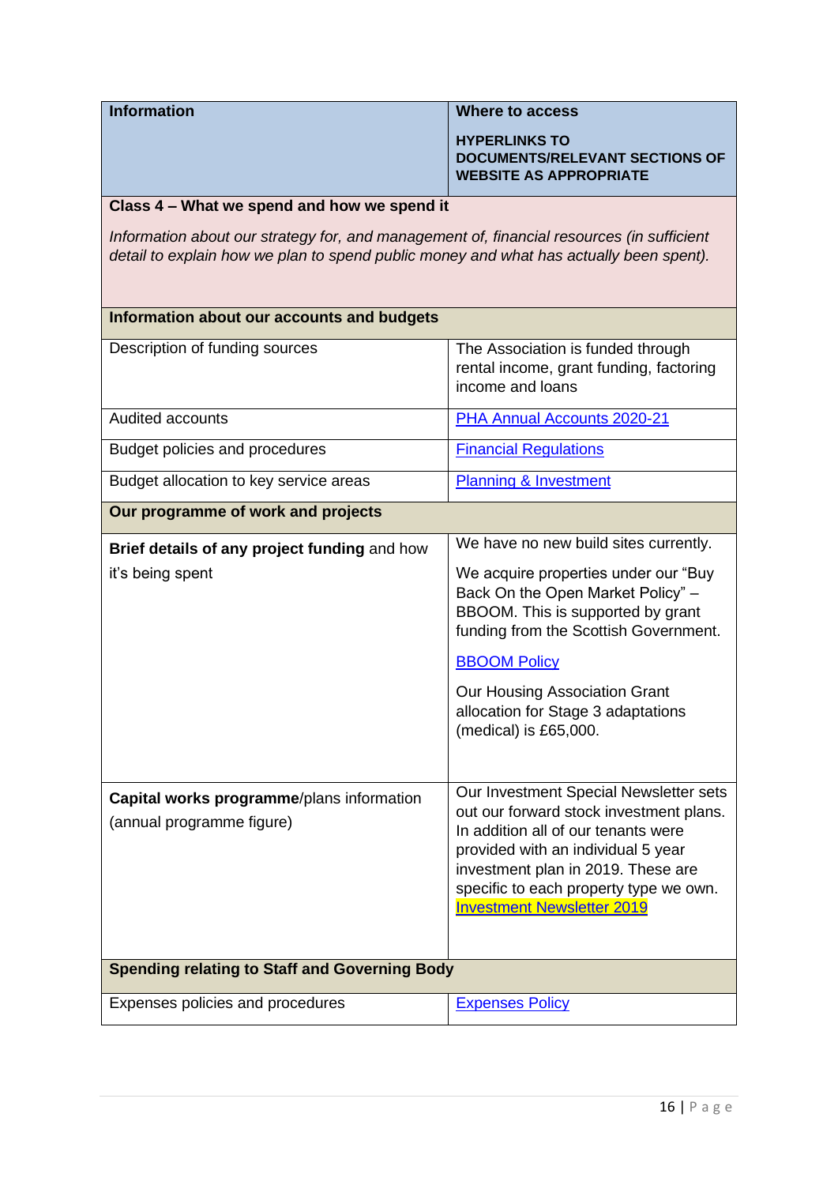| Information | Where to access<br><br>**HYPERLINKS TO DOCUMENTS/RELEVANT SECTIONS OF WEBSITE AS APPROPRIATE** |
|---|---|
| **Class 4 – What we spend and how we spend it**<br><br>*Information about our strategy for, and management of, financial resources (in sufficient detail to explain how we plan to spend public money and what has actually been spent).* | |
| **Information about our accounts and budgets** | |
| Description of funding sources | The Association is funded through rental income, grant funding, factoring income and loans |
| Audited accounts | PHA Annual Accounts 2020-21 |
| Budget policies and procedures | Financial Regulations |
| Budget allocation to key service areas | Planning & Investment |
| **Our programme of work and projects** | |
| **Brief details of any project funding** and how it's being spent | We have no new build sites currently.<br><br>We acquire properties under our "Buy Back On the Open Market Policy" – BBOOM. This is supported by grant funding from the Scottish Government.<br><br>BBOOM Policy<br><br>Our Housing Association Grant allocation for Stage 3 adaptations (medical) is £65,000. |
| **Capital works programme**/plans information (annual programme figure) | Our Investment Special Newsletter sets out our forward stock investment plans. In addition all of our tenants were provided with an individual 5 year investment plan in 2019. These are specific to each property type we own. Investment Newsletter 2019 |
| **Spending relating to Staff and Governing Body** | |
| Expenses policies and procedures | Expenses Policy |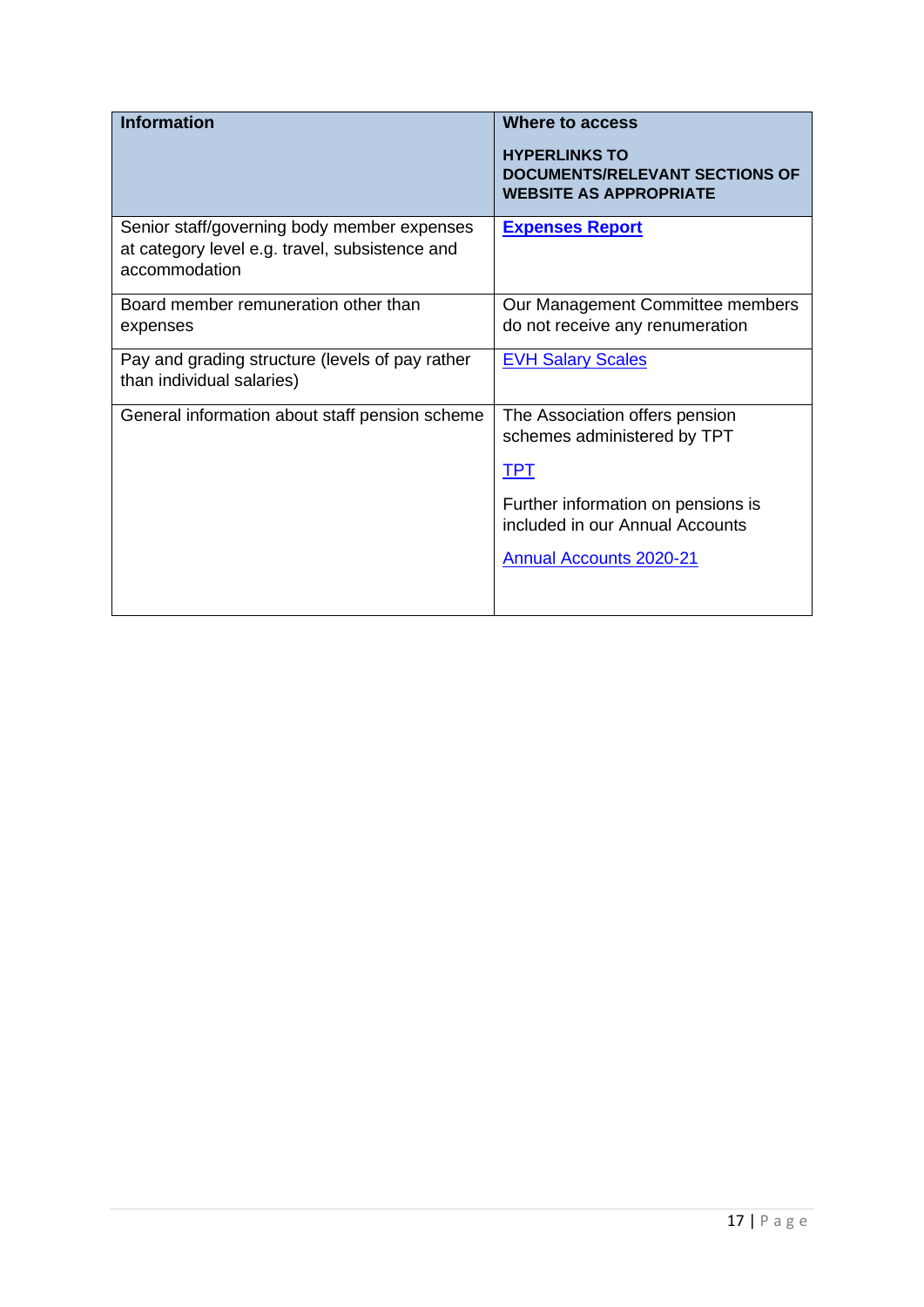| **Information** | **Where to access**<br><br>**HYPERLINKS TO DOCUMENTS/RELEVANT SECTIONS OF WEBSITE AS APPROPRIATE** |
|---|---|
| Senior staff/governing body member expenses at category level e.g. travel, subsistence and accommodation | **Expenses Report** |
| Board member remuneration other than expenses | Our Management Committee members do not receive any renumeration |
| Pay and grading structure (levels of pay rather than individual salaries) | EVH Salary Scales |
| General information about staff pension scheme | The Association offers pension schemes administered by TPT<br><br>TPT<br><br>Further information on pensions is included in our Annual Accounts<br><br>Annual Accounts 2020-21 |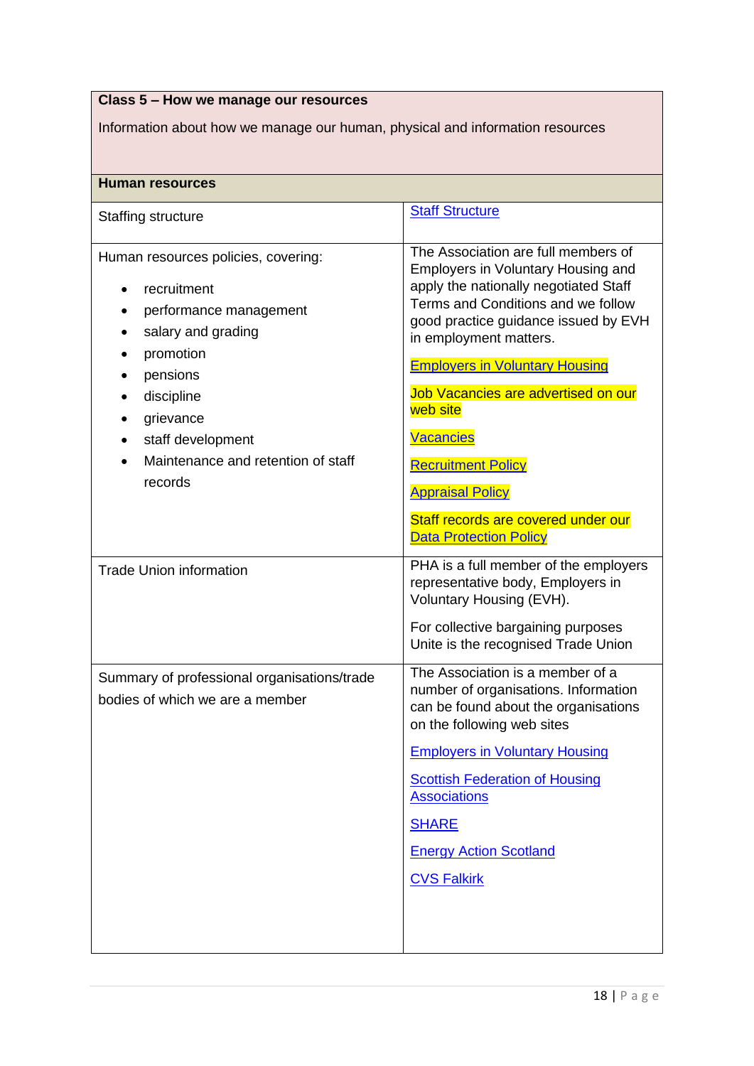| Class 5 – How we manage our resources | |
|---|---|
| Information about how we manage our human, physical and information resources | |
| **Human resources** | |
| Staffing structure | Staff Structure |
| Human resources policies, covering:<br>• recruitment<br>• performance management<br>• salary and grading<br>• promotion<br>• pensions<br>• discipline<br>• grievance<br>• staff development<br>• Maintenance and retention of staff records | The Association are full members of Employers in Voluntary Housing and apply the nationally negotiated Staff Terms and Conditions and we follow good practice guidance issued by EVH in employment matters.<br><br>Employers in Voluntary Housing<br><br>Job Vacancies are advertised on our web site<br><br>Vacancies<br><br>Recruitment Policy<br><br>Appraisal Policy<br><br>Staff records are covered under our Data Protection Policy |
| Trade Union information | PHA is a full member of the employers representative body, Employers in Voluntary Housing (EVH).<br><br>For collective bargaining purposes Unite is the recognised Trade Union |
| Summary of professional organisations/trade bodies of which we are a member | The Association is a member of a number of organisations. Information can be found about the organisations on the following web sites<br><br>Employers in Voluntary Housing<br><br>Scottish Federation of Housing Associations<br><br>SHARE<br><br>Energy Action Scotland<br><br>CVS Falkirk |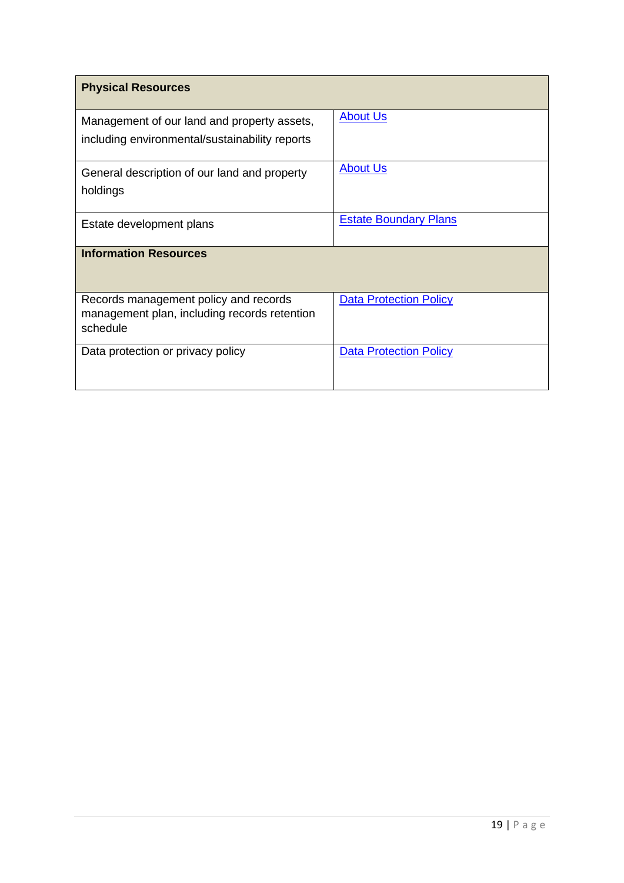| Physical Resources | |
|---|---|
| Management of our land and property assets, including environmental/sustainability reports | About Us |
| General description of our land and property holdings | About Us |
| Estate development plans | Estate Boundary Plans |
| **Information Resources** | |
| Records management policy and records management plan, including records retention schedule | Data Protection Policy |
| Data protection or privacy policy | Data Protection Policy |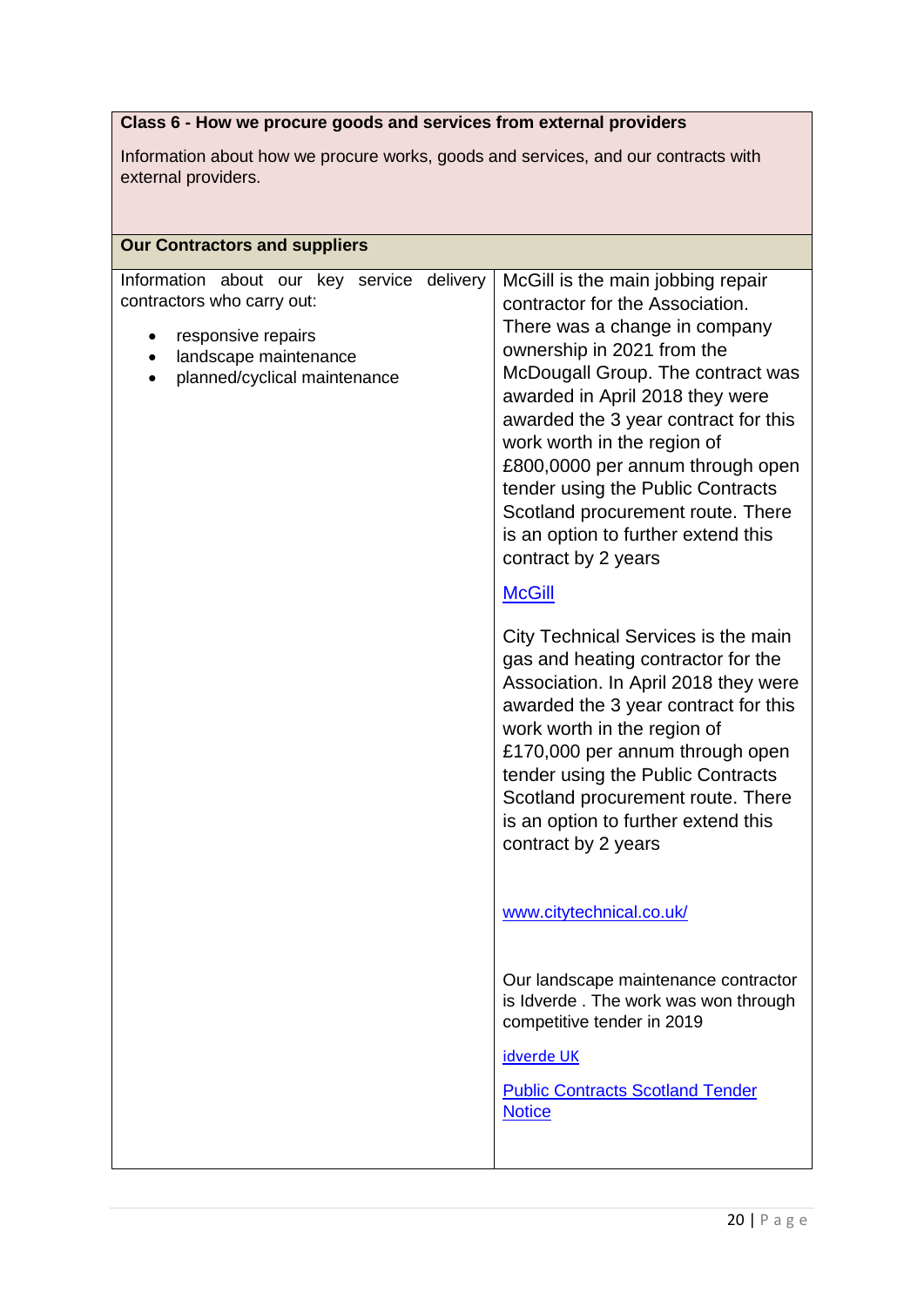| Class 6 - How we procure goods and services from external providers | |
|---|---|
| Information about how we procure works, goods and services, and our contracts with external providers. | |
| **Our Contractors and suppliers** | |
| Information about our key service delivery contractors who carry out:<br>• responsive repairs<br>• landscape maintenance<br>• planned/cyclical maintenance | McGill is the main jobbing repair contractor for the Association. There was a change in company ownership in 2021 from the McDougall Group. The contract was awarded in April 2018 they were awarded the 3 year contract for this work worth in the region of £800,0000 per annum through open tender using the Public Contracts Scotland procurement route. There is an option to further extend this contract by 2 years<br><br>McGill<br><br>City Technical Services is the main gas and heating contractor for the Association. In April 2018 they were awarded the 3 year contract for this work worth in the region of £170,000 per annum through open tender using the Public Contracts Scotland procurement route. There is an option to further extend this contract by 2 years<br><br>www.citytechnical.co.uk/<br><br>Our landscape maintenance contractor is Idverde . The work was won through competitive tender in 2019<br><br>idverde UK<br><br>Public Contracts Scotland Tender Notice |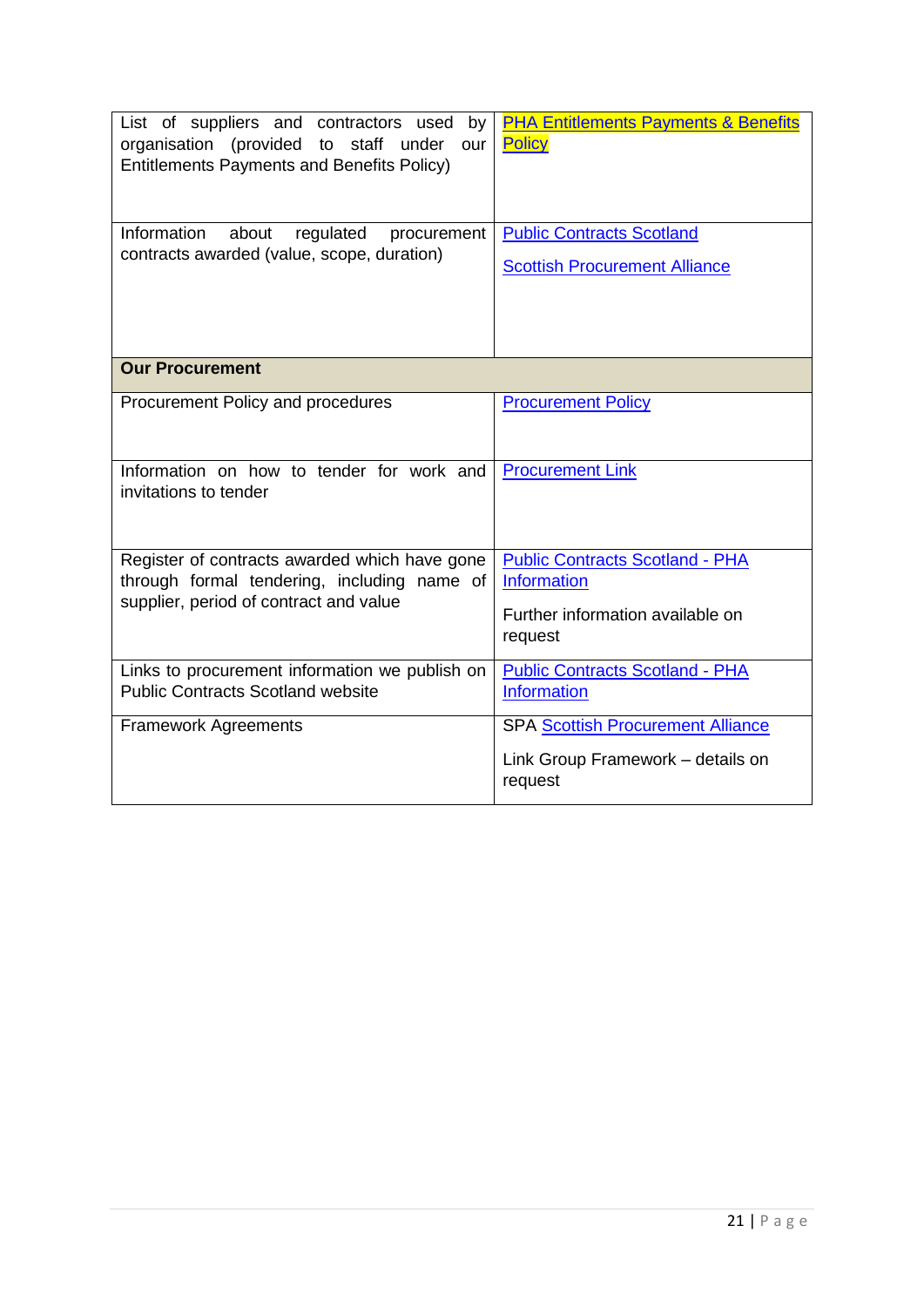| | |
|---|---|
| List of suppliers and contractors used by organisation (provided to staff under our Entitlements Payments and Benefits Policy) | PHA Entitlements Payments & Benefits Policy |
| Information about regulated procurement contracts awarded (value, scope, duration) | Public Contracts Scotland<br><br>Scottish Procurement Alliance |
| **Our Procurement** | |
| Procurement Policy and procedures | Procurement Policy |
| Information on how to tender for work and invitations to tender | Procurement Link |
| Register of contracts awarded which have gone through formal tendering, including name of supplier, period of contract and value | Public Contracts Scotland - PHA Information<br><br>Further information available on request |
| Links to procurement information we publish on Public Contracts Scotland website | Public Contracts Scotland - PHA Information |
| Framework Agreements | SPA Scottish Procurement Alliance<br><br>Link Group Framework – details on request |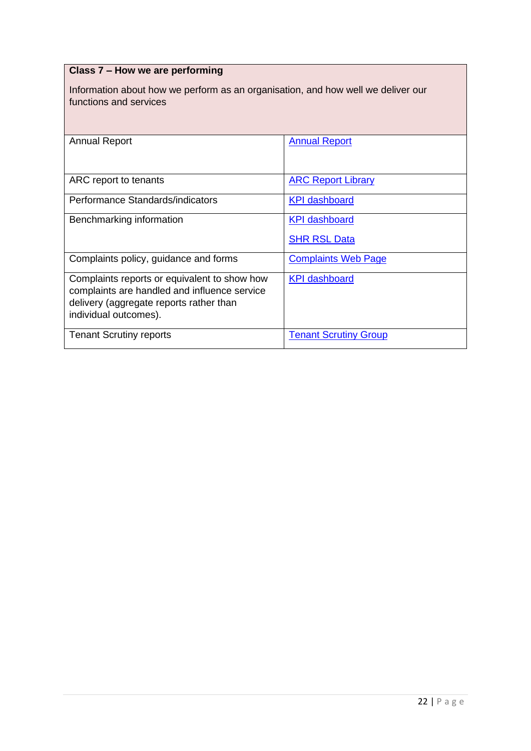| **Class 7 – How we are performing**<br><br>Information about how we perform as an organisation, and how well we deliver our functions and services | |
|---|---|
| Annual Report | Annual Report |
| ARC report to tenants | ARC Report Library |
| Performance Standards/indicators | KPI dashboard |
| Benchmarking information | KPI dashboard<br><br>SHR RSL Data |
| Complaints policy, guidance and forms | Complaints Web Page |
| Complaints reports or equivalent to show how complaints are handled and influence service delivery (aggregate reports rather than individual outcomes). | KPI dashboard |
| Tenant Scrutiny reports | Tenant Scrutiny Group |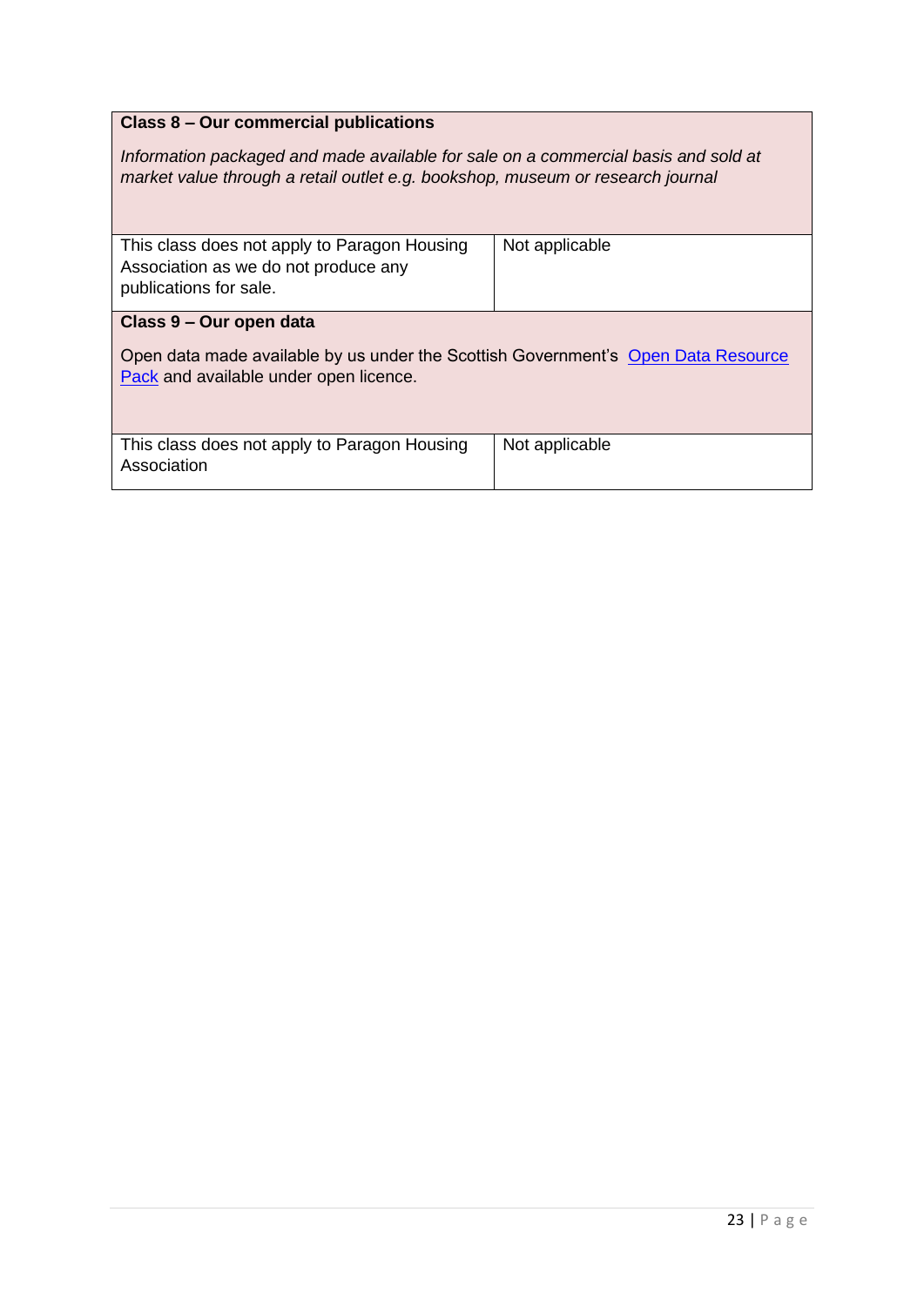| **Class 8 – Our commercial publications**<br><br>*Information packaged and made available for sale on a commercial basis and sold at market value through a retail outlet e.g. bookshop, museum or research journal* | |
|---|---|
| This class does not apply to Paragon Housing Association as we do not produce any publications for sale. | Not applicable |
| **Class 9 – Our open data**<br><br>Open data made available by us under the Scottish Government's Open Data Resource Pack and available under open licence. | |
| This class does not apply to Paragon Housing Association | Not applicable |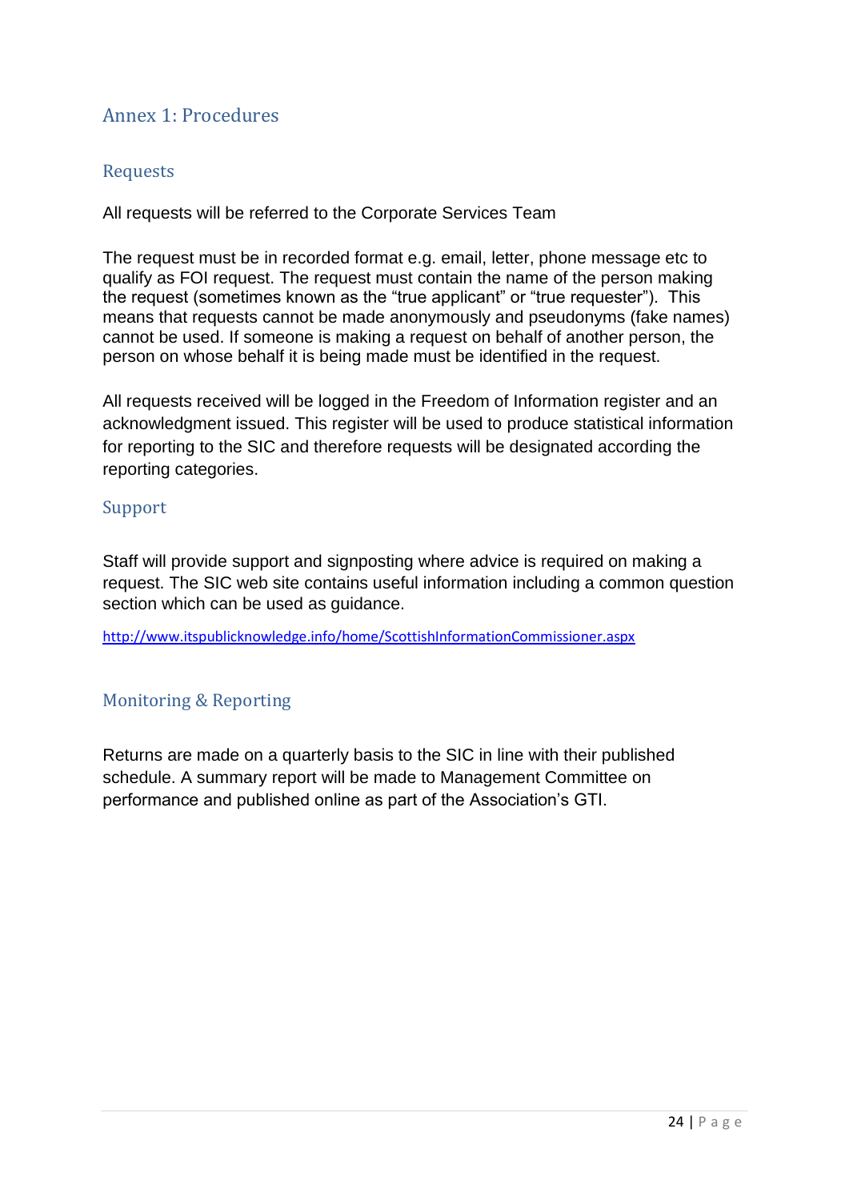## Annex 1: Procedures

### Requests

All requests will be referred to the Corporate Services Team

The request must be in recorded format e.g. email, letter, phone message etc to qualify as FOI request. The request must contain the name of the person making the request (sometimes known as the "true applicant" or "true requester"). This means that requests cannot be made anonymously and pseudonyms (fake names) cannot be used. If someone is making a request on behalf of another person, the person on whose behalf it is being made must be identified in the request.

All requests received will be logged in the Freedom of Information register and an acknowledgment issued. This register will be used to produce statistical information for reporting to the SIC and therefore requests will be designated according the reporting categories.

### Support

Staff will provide support and signposting where advice is required on making a request. The SIC web site contains useful information including a common question section which can be used as guidance.

http://www.itspublicknowledge.info/home/ScottishInformationCommissioner.aspx

### Monitoring & Reporting

Returns are made on a quarterly basis to the SIC in line with their published schedule. A summary report will be made to Management Committee on performance and published online as part of the Association's GTI.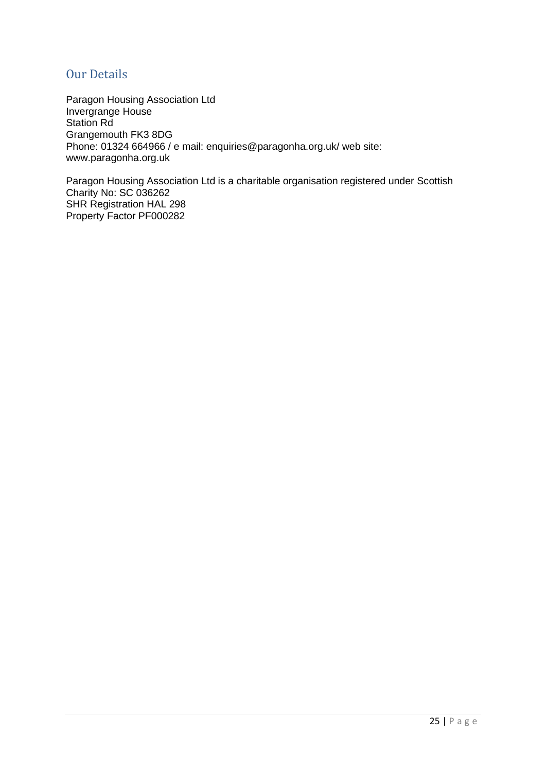## Our Details

Paragon Housing Association Ltd
Invergrange House
Station Rd
Grangemouth FK3 8DG
Phone: 01324 664966 / e mail: enquiries@paragonha.org.uk/ web site: www.paragonha.org.uk

Paragon Housing Association Ltd is a charitable organisation registered under Scottish Charity No: SC 036262
SHR Registration HAL 298
Property Factor PF000282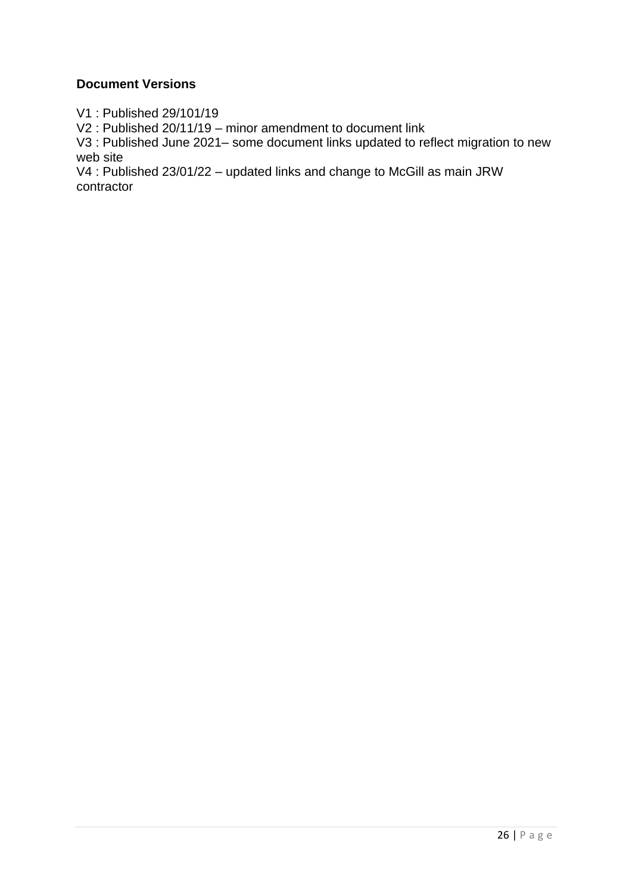**Document Versions**

V1 : Published 29/101/19
V2 : Published 20/11/19 – minor amendment to document link
V3 : Published June 2021– some document links updated to reflect migration to new web site
V4 : Published 23/01/22 – updated links and change to McGill as main JRW contractor